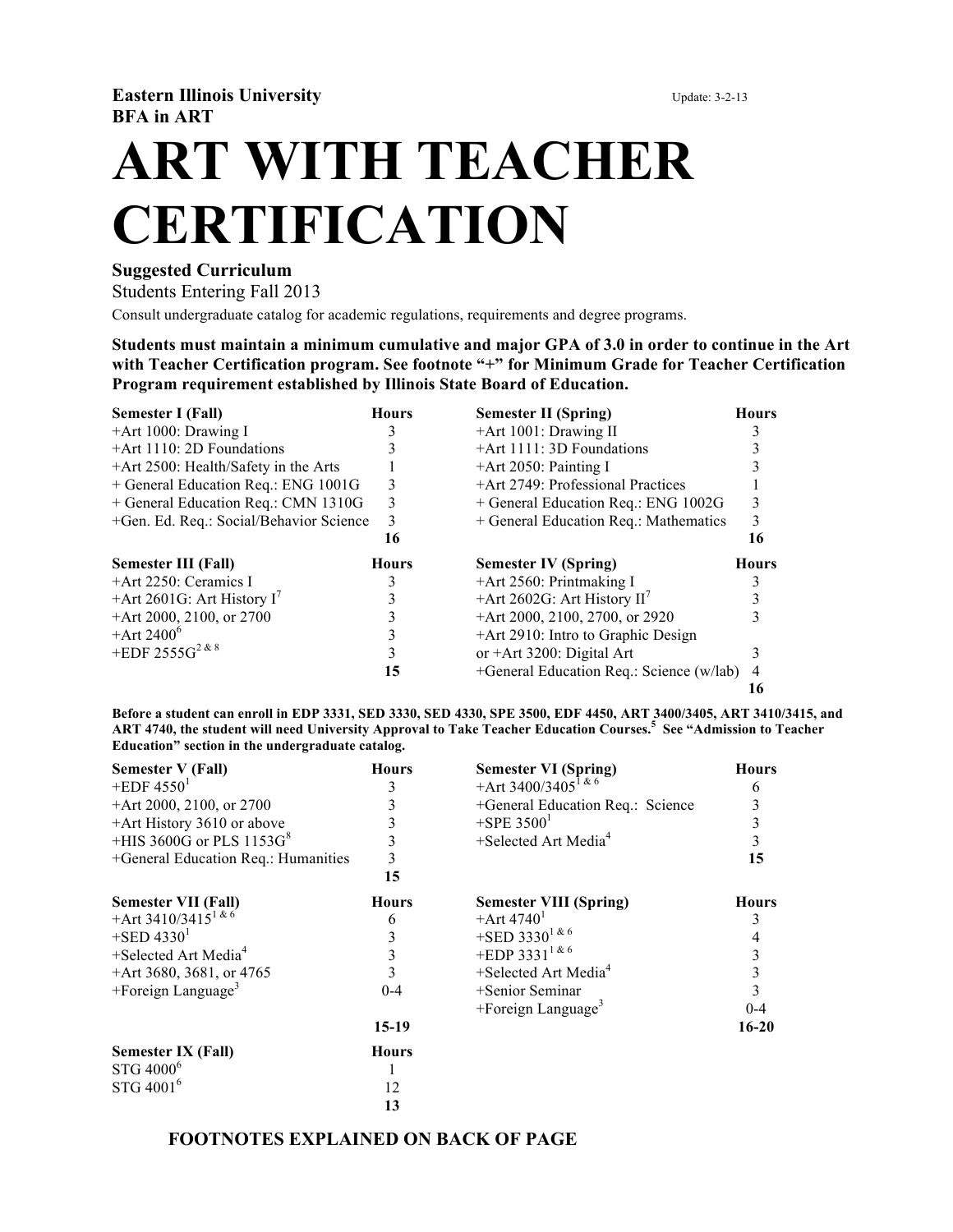**Eastern Illinois University**
**BFA in ART**

Update: 3-2-13

# ART WITH TEACHER CERTIFICATION

**Suggested Curriculum**

Students Entering Fall 2013

Consult undergraduate catalog for academic regulations, requirements and degree programs.

**Students must maintain a minimum cumulative and major GPA of 3.0 in order to continue in the Art with Teacher Certification program. See footnote "+" for Minimum Grade for Teacher Certification Program requirement established by Illinois State Board of Education.**

| Semester I (Fall) | Hours | Semester II (Spring) | Hours |
|---|---|---|---|
| +Art 1000: Drawing I | 3 | +Art 1001: Drawing II | 3 |
| +Art 1110: 2D Foundations | 3 | +Art 1111: 3D Foundations | 3 |
| +Art 2500: Health/Safety in the Arts | 1 | +Art 2050: Painting I | 3 |
| + General Education Req.: ENG 1001G | 3 | +Art 2749: Professional Practices | 1 |
| + General Education Req.: CMN 1310G | 3 | + General Education Req.: ENG 1002G | 3 |
| +Gen. Ed. Req.: Social/Behavior Science | 3 | + General Education Req.: Mathematics | 3 |
| | **16** | | **16** |

| Semester III (Fall) | Hours | Semester IV (Spring) | Hours |
|---|---|---|---|
| +Art 2250: Ceramics I | 3 | +Art 2560: Printmaking I | 3 |
| +Art 2601G: Art History I[7] | 3 | +Art 2602G: Art History II[7] | 3 |
| +Art 2000, 2100, or 2700 | 3 | +Art 2000, 2100, 2700, or 2920 | 3 |
| +Art 2400[6] | 3 | +Art 2910: Intro to Graphic Design or +Art 3200: Digital Art | 3 |
| +EDF 2555G[2 & 8] | 3 | +General Education Req.: Science (w/lab) | 4 |
| | **15** | | **16** |

**Before a student can enroll in EDP 3331, SED 3330, SED 4330, SPE 3500, EDF 4450, ART 3400/3405, ART 3410/3415, and ART 4740, the student will need University Approval to Take Teacher Education Courses.[5] See "Admission to Teacher Education" section in the undergraduate catalog.**

| Semester V (Fall) | Hours | Semester VI (Spring) | Hours |
|---|---|---|---|
| +EDF 4550[1] | 3 | +Art 3400/3405[1 & 6] | 6 |
| +Art 2000, 2100, or 2700 | 3 | +General Education Req.: Science | 3 |
| +Art History 3610 or above | 3 | +SPE 3500[1] | 3 |
| +HIS 3600G or PLS 1153G[8] | 3 | +Selected Art Media[4] | 3 |
| +General Education Req.: Humanities | 3 | | **15** |
| | **15** | | |

| Semester VII (Fall) | Hours | Semester VIII (Spring) | Hours |
|---|---|---|---|
| +Art 3410/3415[1 & 6] | 6 | +Art 4740[1] | 3 |
| +SED 4330[1] | 3 | +SED 3330[1 & 6] | 4 |
| +Selected Art Media[4] | 3 | +EDP 3331[1 & 6] | 3 |
| +Art 3680, 3681, or 4765 | 3 | +Selected Art Media[4] | 3 |
| +Foreign Language[3] | 0-4 | +Senior Seminar | 3 |
| | | +Foreign Language[3] | 0-4 |
| | **15-19** | | **16-20** |

| Semester IX (Fall) | Hours |
|---|---|
| STG 4000[6] | 1 |
| STG 4001[6] | 12 |
| | **13** |

**FOOTNOTES EXPLAINED ON BACK OF PAGE**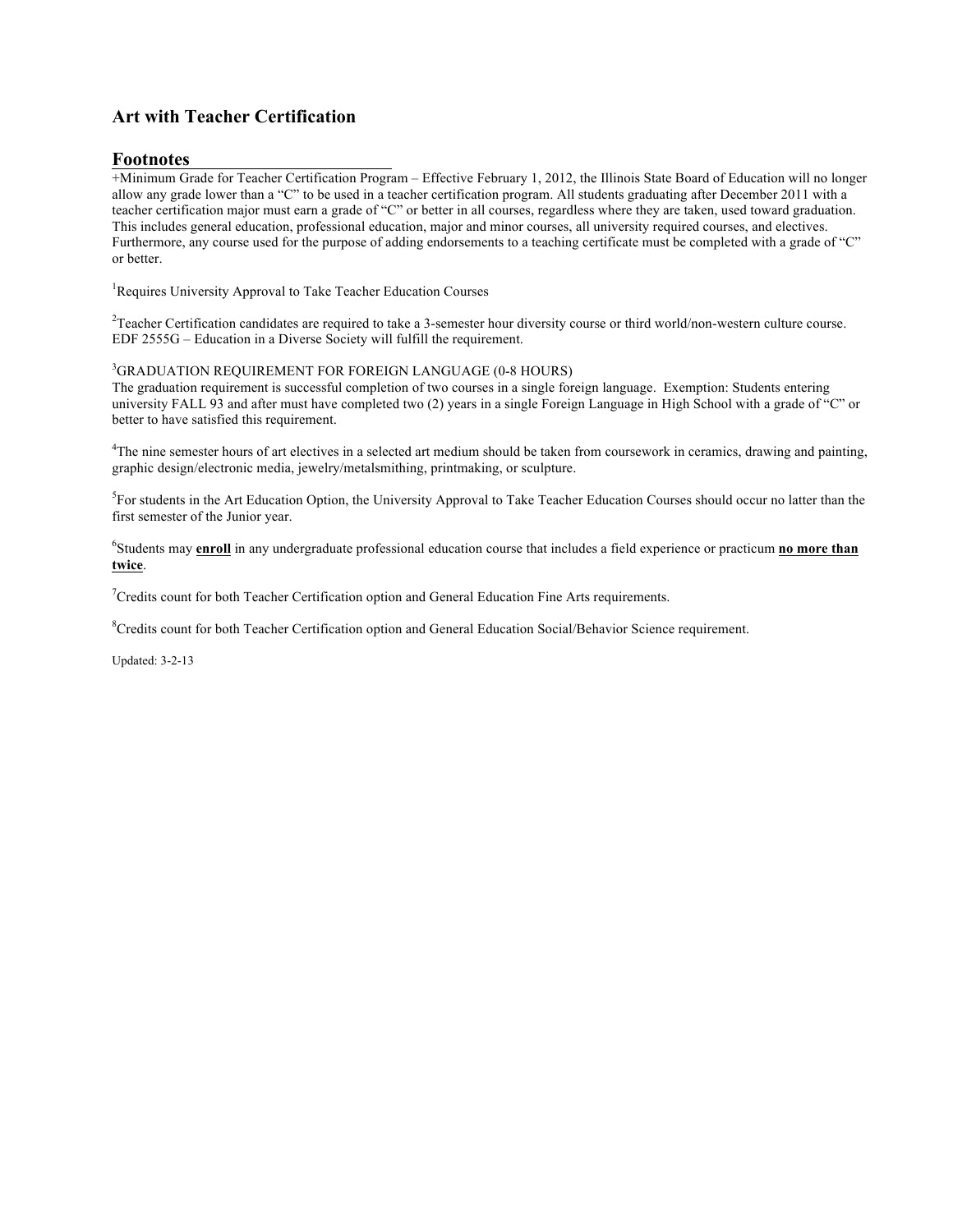## Art with Teacher Certification

### Footnotes

+Minimum Grade for Teacher Certification Program – Effective February 1, 2012, the Illinois State Board of Education will no longer allow any grade lower than a "C" to be used in a teacher certification program. All students graduating after December 2011 with a teacher certification major must earn a grade of "C" or better in all courses, regardless where they are taken, used toward graduation. This includes general education, professional education, major and minor courses, all university required courses, and electives. Furthermore, any course used for the purpose of adding endorsements to a teaching certificate must be completed with a grade of "C" or better.

[1]Requires University Approval to Take Teacher Education Courses

[2]Teacher Certification candidates are required to take a 3-semester hour diversity course or third world/non-western culture course. EDF 2555G – Education in a Diverse Society will fulfill the requirement.

[3]GRADUATION REQUIREMENT FOR FOREIGN LANGUAGE (0-8 HOURS)
The graduation requirement is successful completion of two courses in a single foreign language. Exemption: Students entering university FALL 93 and after must have completed two (2) years in a single Foreign Language in High School with a grade of "C" or better to have satisfied this requirement.

[4]The nine semester hours of art electives in a selected art medium should be taken from coursework in ceramics, drawing and painting, graphic design/electronic media, jewelry/metalsmithing, printmaking, or sculpture.

[5]For students in the Art Education Option, the University Approval to Take Teacher Education Courses should occur no latter than the first semester of the Junior year.

[6]Students may **enroll** in any undergraduate professional education course that includes a field experience or practicum **no more than twice**.

[7]Credits count for both Teacher Certification option and General Education Fine Arts requirements.

[8]Credits count for both Teacher Certification option and General Education Social/Behavior Science requirement.

Updated: 3-2-13